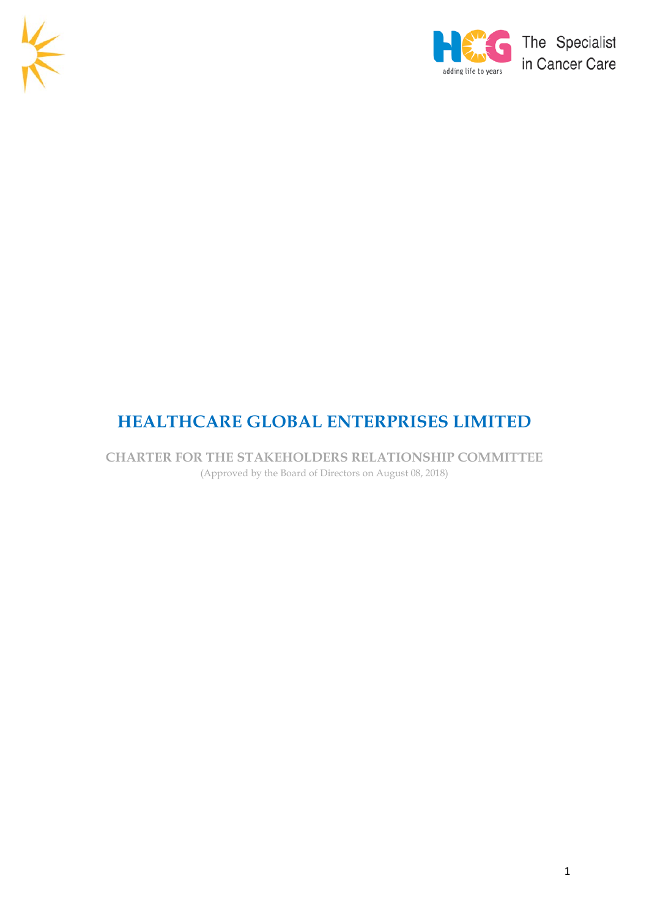# HEALTHCARE GLOBAL ENTERPRISES LIMITED

## CHARTER FOR THE STAKEHOLDERS RELATIONSHIP COMMITTEE

(Approved by the Board of Directors on August 08, 2018)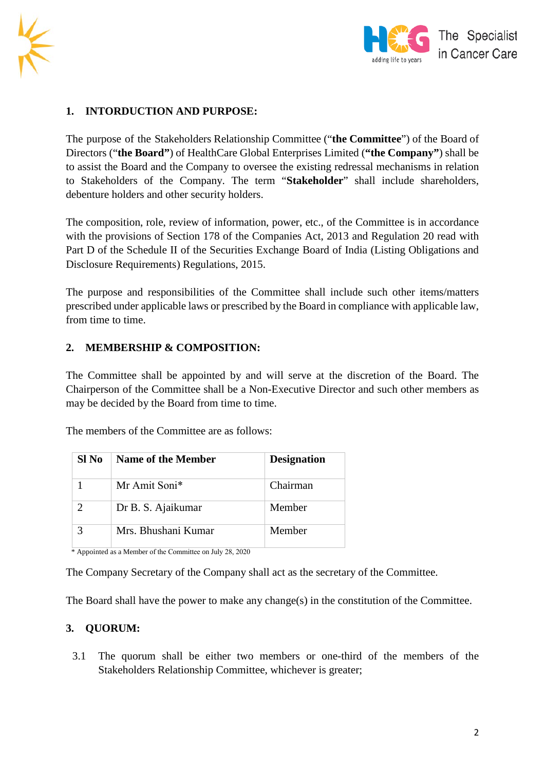## 1. INTORDUCTION AND PURPOSE:

The purpose of the Stakeholders Relationship Committee ("**the Committee**") of the Board of Directors ("**the Board"**) of HealthCare Global Enterprises Limited (**"the Company"**) shall be to assist the Board and the Company to oversee the existing redressal mechanisms in relation to Stakeholders of the Company. The term "**Stakeholder**" shall include shareholders, debenture holders and other security holders.

The composition, role, review of information, power, etc., of the Committee is in accordance with the provisions of Section 178 of the Companies Act, 2013 and Regulation 20 read with Part D of the Schedule II of the Securities Exchange Board of India (Listing Obligations and Disclosure Requirements) Regulations, 2015.

The purpose and responsibilities of the Committee shall include such other items/matters prescribed under applicable laws or prescribed by the Board in compliance with applicable law, from time to time.

## 2. MEMBERSHIP & COMPOSITION:

The Committee shall be appointed by and will serve at the discretion of the Board. The Chairperson of the Committee shall be a Non-Executive Director and such other members as may be decided by the Board from time to time.

The members of the Committee are as follows:

| Sl No | Name of the Member | Designation |
|---|---|---|
| 1 | Mr Amit Soni* | Chairman |
| 2 | Dr B. S. Ajaikumar | Member |
| 3 | Mrs. Bhushani Kumar | Member |

\* Appointed as a Member of the Committee on July 28, 2020

The Company Secretary of the Company shall act as the secretary of the Committee.

The Board shall have the power to make any change(s) in the constitution of the Committee.

## 3. QUORUM:

3.1 The quorum shall be either two members or one-third of the members of the Stakeholders Relationship Committee, whichever is greater;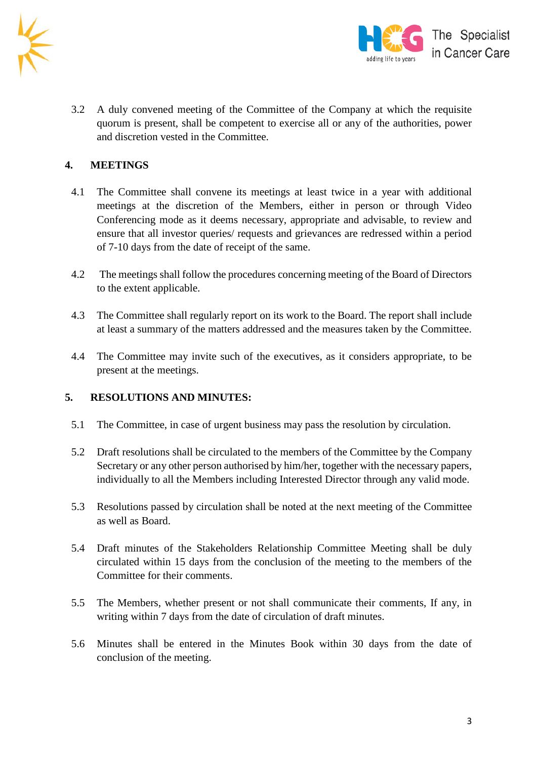3.2 A duly convened meeting of the Committee of the Company at which the requisite quorum is present, shall be competent to exercise all or any of the authorities, power and discretion vested in the Committee.

## 4. MEETINGS

4.1 The Committee shall convene its meetings at least twice in a year with additional meetings at the discretion of the Members, either in person or through Video Conferencing mode as it deems necessary, appropriate and advisable, to review and ensure that all investor queries/ requests and grievances are redressed within a period of 7-10 days from the date of receipt of the same.

4.2 The meetings shall follow the procedures concerning meeting of the Board of Directors to the extent applicable.

4.3 The Committee shall regularly report on its work to the Board. The report shall include at least a summary of the matters addressed and the measures taken by the Committee.

4.4 The Committee may invite such of the executives, as it considers appropriate, to be present at the meetings.

## 5. RESOLUTIONS AND MINUTES:

5.1 The Committee, in case of urgent business may pass the resolution by circulation.

5.2 Draft resolutions shall be circulated to the members of the Committee by the Company Secretary or any other person authorised by him/her, together with the necessary papers, individually to all the Members including Interested Director through any valid mode.

5.3 Resolutions passed by circulation shall be noted at the next meeting of the Committee as well as Board.

5.4 Draft minutes of the Stakeholders Relationship Committee Meeting shall be duly circulated within 15 days from the conclusion of the meeting to the members of the Committee for their comments.

5.5 The Members, whether present or not shall communicate their comments, If any, in writing within 7 days from the date of circulation of draft minutes.

5.6 Minutes shall be entered in the Minutes Book within 30 days from the date of conclusion of the meeting.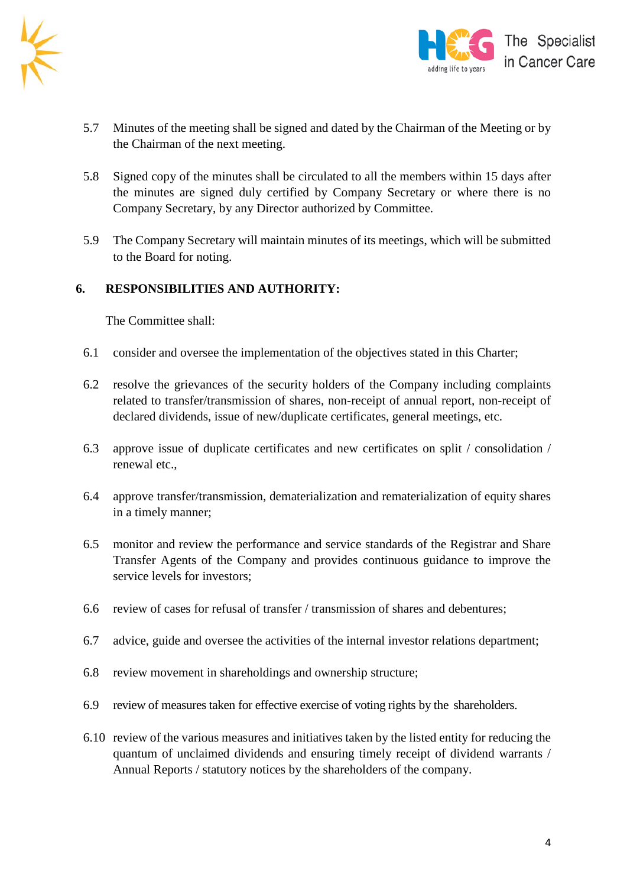5.7 Minutes of the meeting shall be signed and dated by the Chairman of the Meeting or by the Chairman of the next meeting.

5.8 Signed copy of the minutes shall be circulated to all the members within 15 days after the minutes are signed duly certified by Company Secretary or where there is no Company Secretary, by any Director authorized by Committee.

5.9 The Company Secretary will maintain minutes of its meetings, which will be submitted to the Board for noting.

## 6. RESPONSIBILITIES AND AUTHORITY:

The Committee shall:

6.1 consider and oversee the implementation of the objectives stated in this Charter;

6.2 resolve the grievances of the security holders of the Company including complaints related to transfer/transmission of shares, non-receipt of annual report, non-receipt of declared dividends, issue of new/duplicate certificates, general meetings, etc.

6.3 approve issue of duplicate certificates and new certificates on split / consolidation / renewal etc.,

6.4 approve transfer/transmission, dematerialization and rematerialization of equity shares in a timely manner;

6.5 monitor and review the performance and service standards of the Registrar and Share Transfer Agents of the Company and provides continuous guidance to improve the service levels for investors;

6.6 review of cases for refusal of transfer / transmission of shares and debentures;

6.7 advice, guide and oversee the activities of the internal investor relations department;

6.8 review movement in shareholdings and ownership structure;

6.9 review of measures taken for effective exercise of voting rights by the shareholders.

6.10 review of the various measures and initiatives taken by the listed entity for reducing the quantum of unclaimed dividends and ensuring timely receipt of dividend warrants / Annual Reports / statutory notices by the shareholders of the company.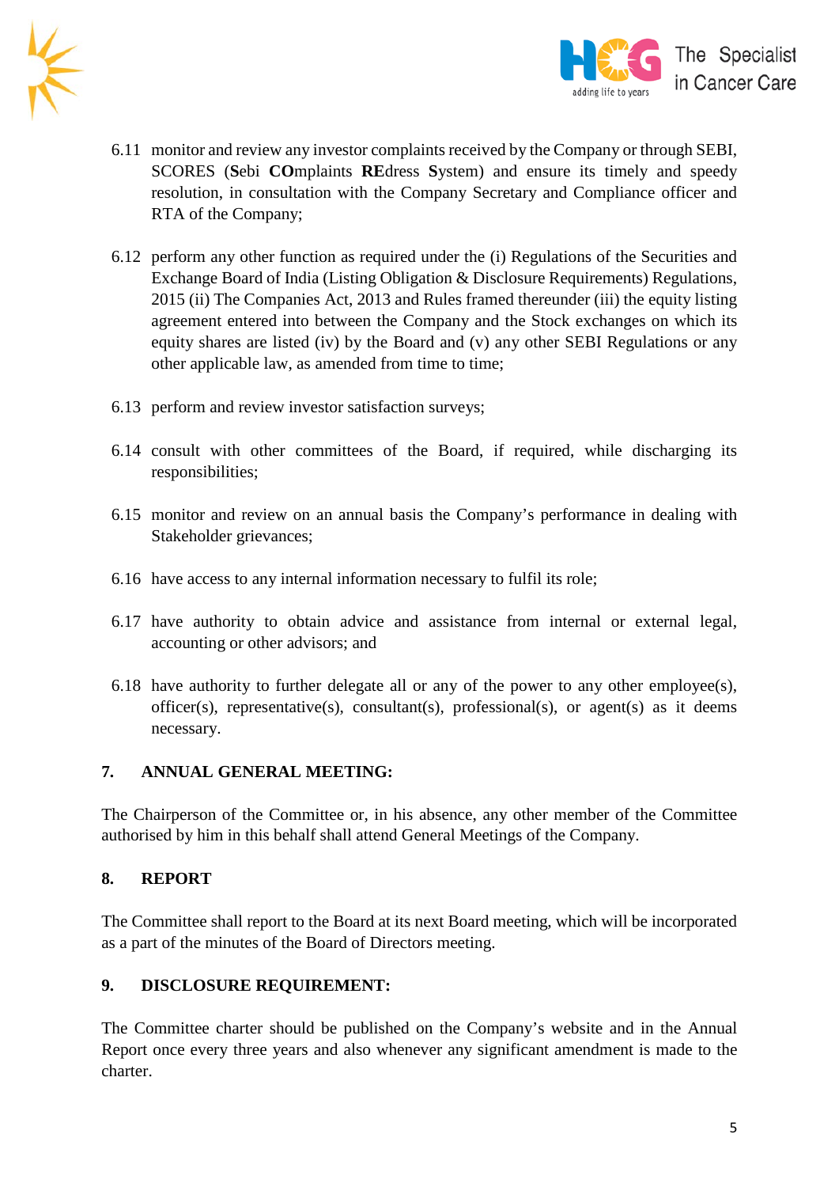6.11 monitor and review any investor complaints received by the Company or through SEBI, SCORES (**S**ebi **CO**mplaints **RE**dress **S**ystem) and ensure its timely and speedy resolution, in consultation with the Company Secretary and Compliance officer and RTA of the Company;

6.12 perform any other function as required under the (i) Regulations of the Securities and Exchange Board of India (Listing Obligation & Disclosure Requirements) Regulations, 2015 (ii) The Companies Act, 2013 and Rules framed thereunder (iii) the equity listing agreement entered into between the Company and the Stock exchanges on which its equity shares are listed (iv) by the Board and (v) any other SEBI Regulations or any other applicable law, as amended from time to time;

6.13 perform and review investor satisfaction surveys;

6.14 consult with other committees of the Board, if required, while discharging its responsibilities;

6.15 monitor and review on an annual basis the Company's performance in dealing with Stakeholder grievances;

6.16 have access to any internal information necessary to fulfil its role;

6.17 have authority to obtain advice and assistance from internal or external legal, accounting or other advisors; and

6.18 have authority to further delegate all or any of the power to any other employee(s), officer(s), representative(s), consultant(s), professional(s), or agent(s) as it deems necessary.

## 7. ANNUAL GENERAL MEETING:

The Chairperson of the Committee or, in his absence, any other member of the Committee authorised by him in this behalf shall attend General Meetings of the Company.

## 8. REPORT

The Committee shall report to the Board at its next Board meeting, which will be incorporated as a part of the minutes of the Board of Directors meeting.

## 9. DISCLOSURE REQUIREMENT:

The Committee charter should be published on the Company's website and in the Annual Report once every three years and also whenever any significant amendment is made to the charter.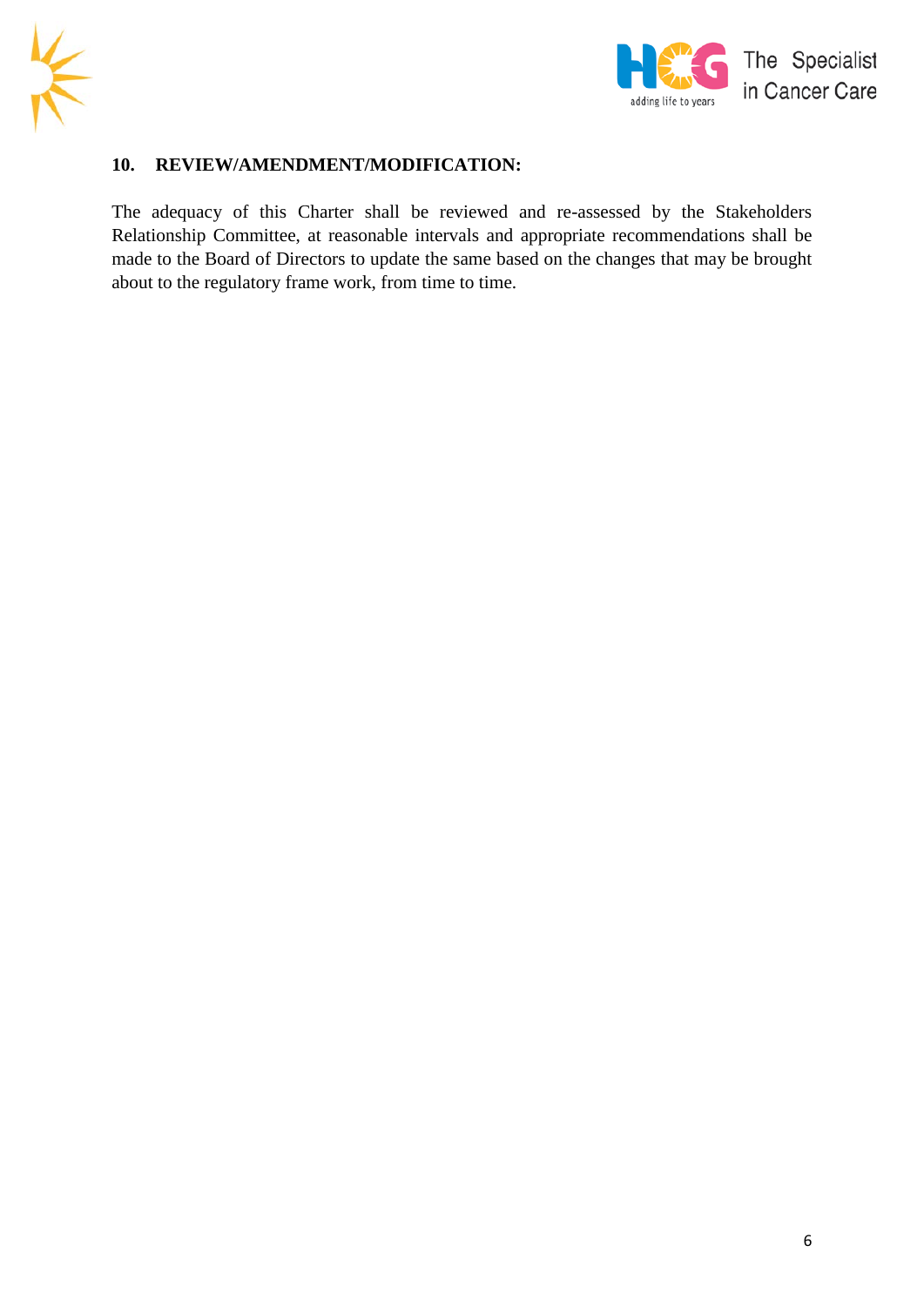## 10. REVIEW/AMENDMENT/MODIFICATION:

The adequacy of this Charter shall be reviewed and re-assessed by the Stakeholders Relationship Committee, at reasonable intervals and appropriate recommendations shall be made to the Board of Directors to update the same based on the changes that may be brought about to the regulatory frame work, from time to time.